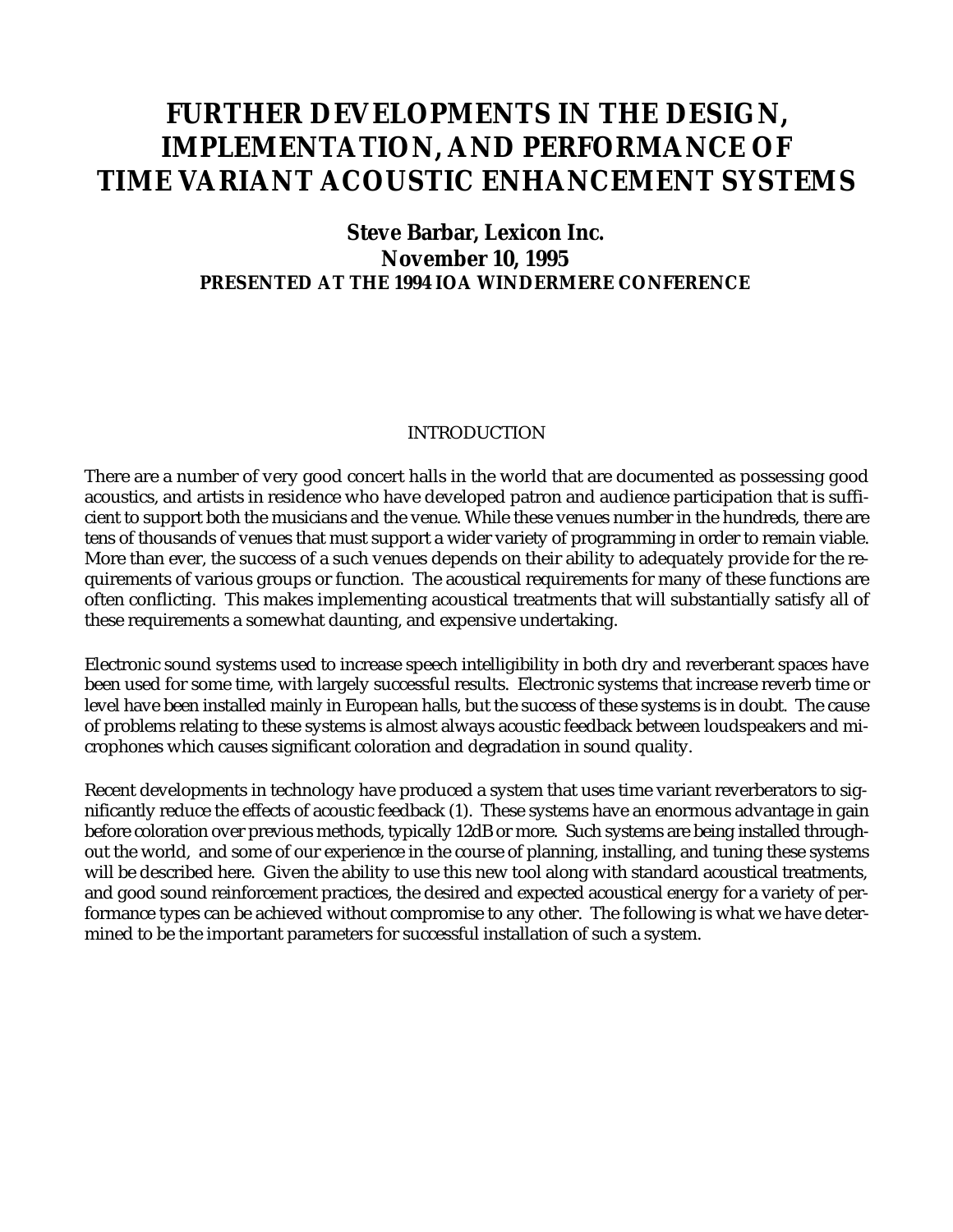# FURTHER DEVELOPMENTS IN THE DESIGN, IMPLEMENTATION, AND PERFORMANCE OF TIME VARIANT ACOUSTIC ENHANCEMENT SYSTEMS

**Steve Barbar, Lexicon Inc.**
**November 10, 1995**
**PRESENTED AT THE 1994 IOA WINDERMERE CONFERENCE**

## INTRODUCTION

There are a number of very good concert halls in the world that are documented as possessing good acoustics, and artists in residence who have developed patron and audience participation that is sufficient to support both the musicians and the venue. While these venues number in the hundreds, there are tens of thousands of venues that must support a wider variety of programming in order to remain viable. More than ever, the success of a such venues depends on their ability to adequately provide for the requirements of various groups or function. The acoustical requirements for many of these functions are often conflicting. This makes implementing acoustical treatments that will substantially satisfy all of these requirements a somewhat daunting, and expensive undertaking.

Electronic sound systems used to increase speech intelligibility in both dry and reverberant spaces have been used for some time, with largely successful results. Electronic systems that increase reverb time or level have been installed mainly in European halls, but the success of these systems is in doubt. The cause of problems relating to these systems is almost always acoustic feedback between loudspeakers and microphones which causes significant coloration and degradation in sound quality.

Recent developments in technology have produced a system that uses time variant reverberators to significantly reduce the effects of acoustic feedback (1). These systems have an enormous advantage in gain before coloration over previous methods, typically 12dB or more. Such systems are being installed throughout the world, and some of our experience in the course of planning, installing, and tuning these systems will be described here. Given the ability to use this new tool along with standard acoustical treatments, and good sound reinforcement practices, the desired and expected acoustical energy for a variety of performance types can be achieved without compromise to any other. The following is what we have determined to be the important parameters for successful installation of such a system.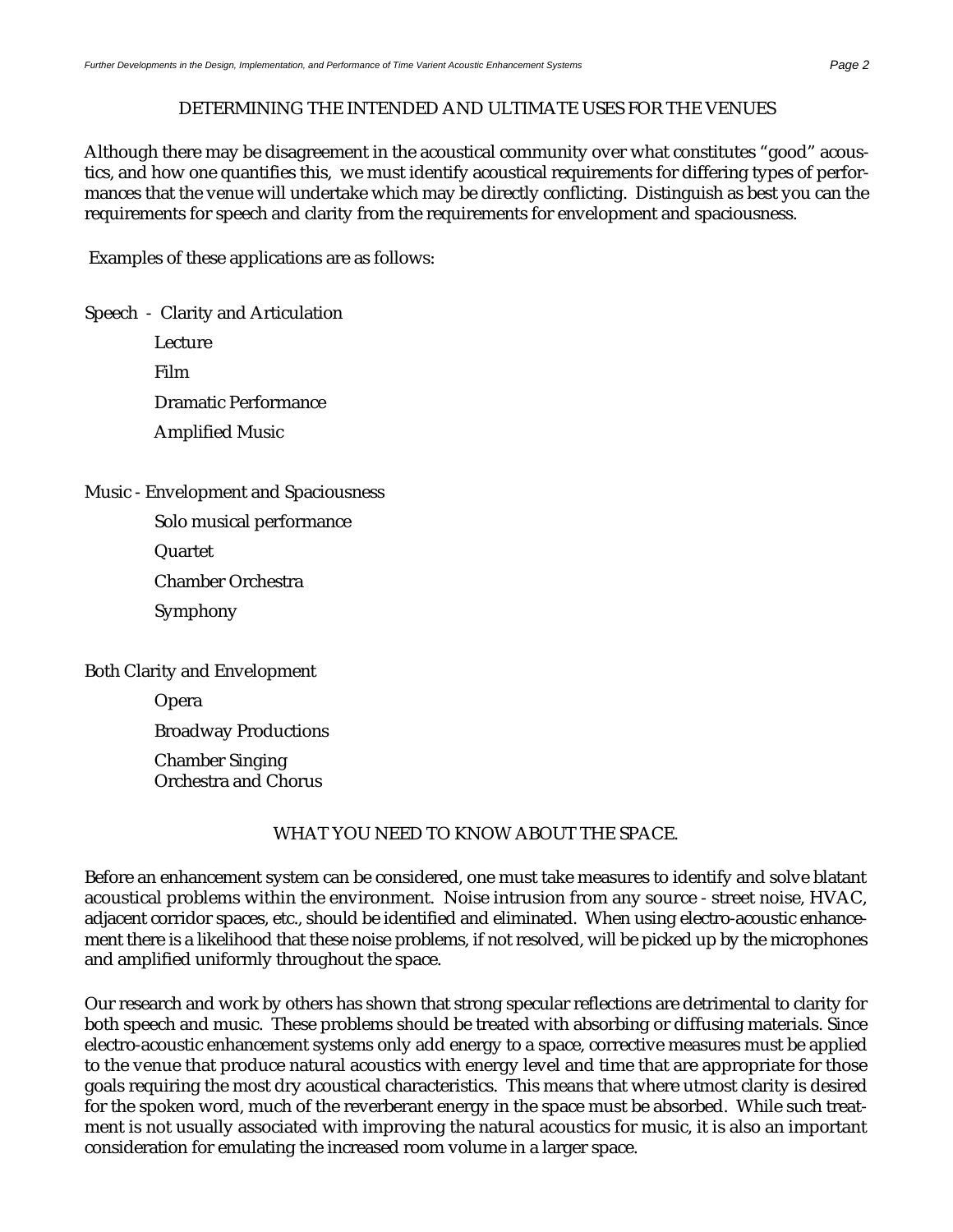## DETERMINING THE INTENDED AND ULTIMATE USES FOR THE VENUES

Although there may be disagreement in the acoustical community over what constitutes "good" acoustics, and how one quantifies this, we must identify acoustical requirements for differing types of performances that the venue will undertake which may be directly conflicting. Distinguish as best you can the requirements for speech and clarity from the requirements for envelopment and spaciousness.

Examples of these applications are as follows:

Speech - Clarity and Articulation

- Lecture
- Film
- Dramatic Performance
- Amplified Music

Music - Envelopment and Spaciousness

- Solo musical performance
- Quartet
- Chamber Orchestra
- Symphony

Both Clarity and Envelopment

- Opera
- Broadway Productions
- Chamber Singing
- Orchestra and Chorus

## WHAT YOU NEED TO KNOW ABOUT THE SPACE.

Before an enhancement system can be considered, one must take measures to identify and solve blatant acoustical problems within the environment. Noise intrusion from any source - street noise, HVAC, adjacent corridor spaces, etc., should be identified and eliminated. When using electro-acoustic enhancement there is a likelihood that these noise problems, if not resolved, will be picked up by the microphones and amplified uniformly throughout the space.

Our research and work by others has shown that strong specular reflections are detrimental to clarity for both speech and music. These problems should be treated with absorbing or diffusing materials. Since electro-acoustic enhancement systems only add energy to a space, corrective measures must be applied to the venue that produce natural acoustics with energy level and time that are appropriate for those goals requiring the most dry acoustical characteristics. This means that where utmost clarity is desired for the spoken word, much of the reverberant energy in the space must be absorbed. While such treatment is not usually associated with improving the natural acoustics for music, it is also an important consideration for emulating the increased room volume in a larger space.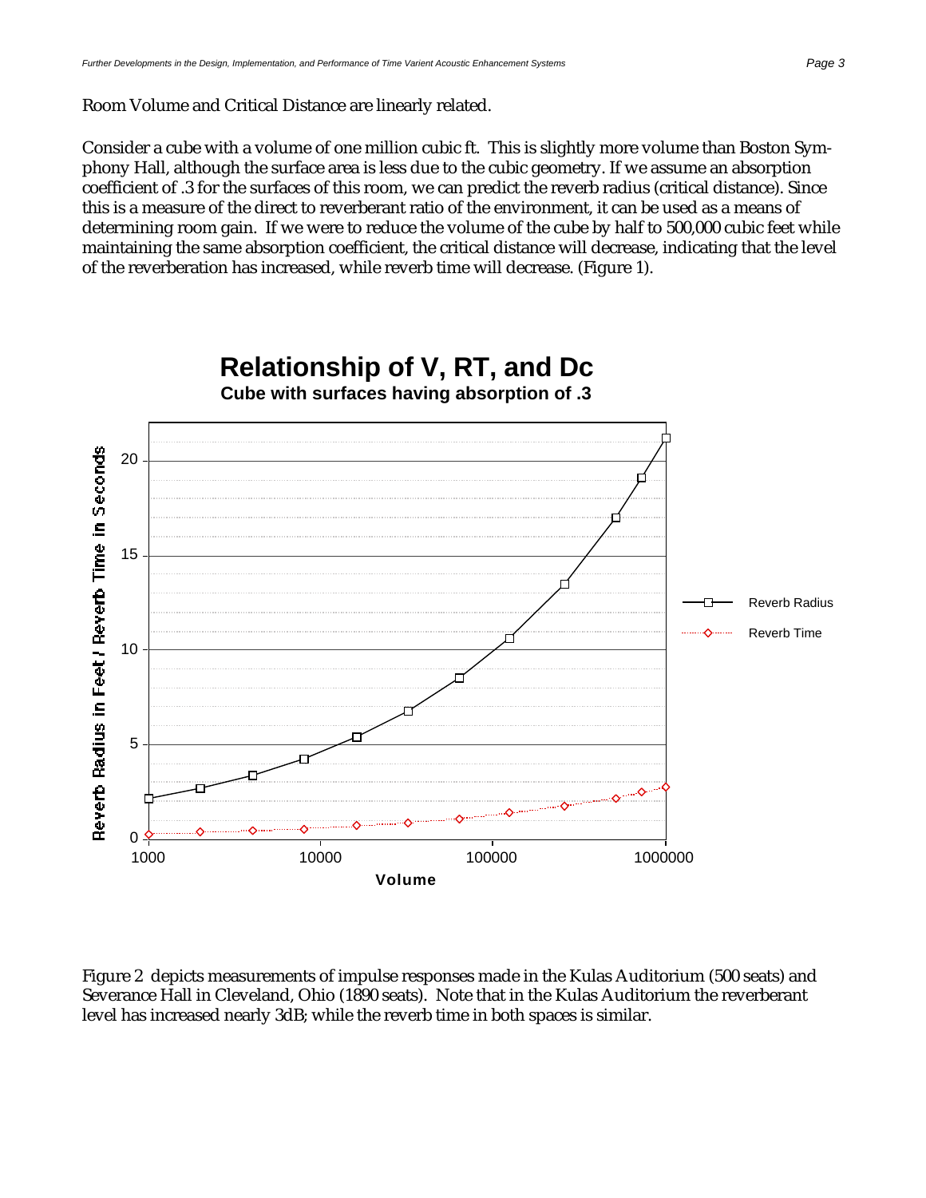Room Volume and Critical Distance are linearly related.

Consider a cube with a volume of one million cubic ft. This is slightly more volume than Boston Symphony Hall, although the surface area is less due to the cubic geometry. If we assume an absorption coefficient of .3 for the surfaces of this room, we can predict the reverb radius (critical distance). Since this is a measure of the direct to reverberant ratio of the environment, it can be used as a means of determining room gain. If we were to reduce the volume of the cube by half to 500,000 cubic feet while maintaining the same absorption coefficient, the critical distance will decrease, indicating that the level of the reverberation has increased, while reverb time will decrease. (Figure 1).

**Relationship of V, RT, and Dc**

**Cube with surfaces having absorption of .3**

Figure 2 depicts measurements of impulse responses made in the Kulas Auditorium (500 seats) and Severance Hall in Cleveland, Ohio (1890 seats). Note that in the Kulas Auditorium the reverberant level has increased nearly 3dB; while the reverb time in both spaces is similar.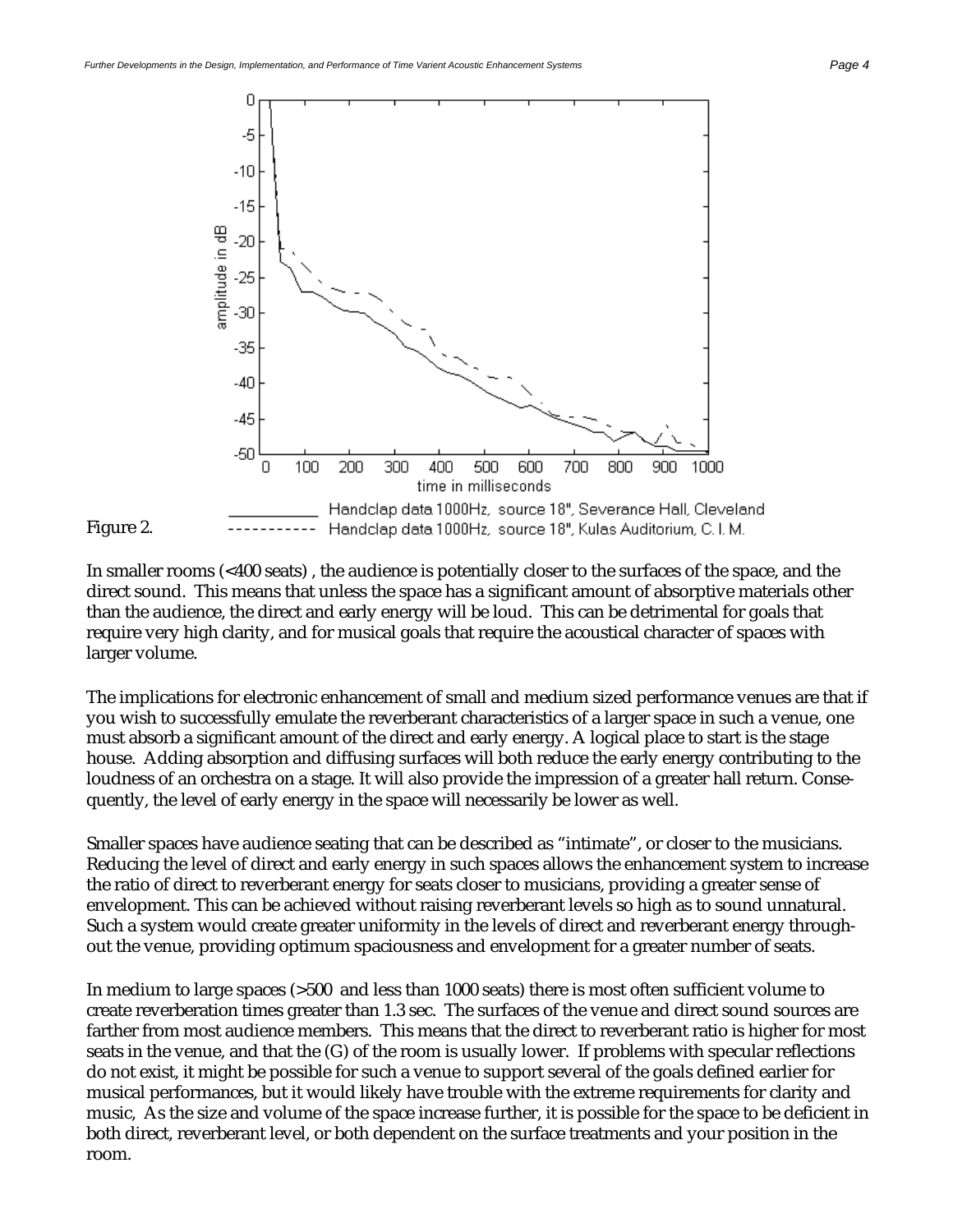Figure 2.

In smaller rooms (<400 seats) , the audience is potentially closer to the surfaces of the space, and the direct sound. This means that unless the space has a significant amount of absorptive materials other than the audience, the direct and early energy will be loud. This can be detrimental for goals that require very high clarity, and for musical goals that require the acoustical character of spaces with larger volume.

The implications for electronic enhancement of small and medium sized performance venues are that if you wish to successfully emulate the reverberant characteristics of a larger space in such a venue, one must absorb a significant amount of the direct and early energy. A logical place to start is the stage house. Adding absorption and diffusing surfaces will both reduce the early energy contributing to the loudness of an orchestra on a stage. It will also provide the impression of a greater hall return. Consequently, the level of early energy in the space will necessarily be lower as well.

Smaller spaces have audience seating that can be described as "intimate", or closer to the musicians. Reducing the level of direct and early energy in such spaces allows the enhancement system to increase the ratio of direct to reverberant energy for seats closer to musicians, providing a greater sense of envelopment. This can be achieved without raising reverberant levels so high as to sound unnatural. Such a system would create greater uniformity in the levels of direct and reverberant energy throughout the venue, providing optimum spaciousness and envelopment for a greater number of seats.

In medium to large spaces (>500 and less than 1000 seats) there is most often sufficient volume to create reverberation times greater than 1.3 sec. The surfaces of the venue and direct sound sources are farther from most audience members. This means that the direct to reverberant ratio is higher for most seats in the venue, and that the (G) of the room is usually lower. If problems with specular reflections do not exist, it might be possible for such a venue to support several of the goals defined earlier for musical performances, but it would likely have trouble with the extreme requirements for clarity and music, As the size and volume of the space increase further, it is possible for the space to be deficient in both direct, reverberant level, or both dependent on the surface treatments and your position in the room.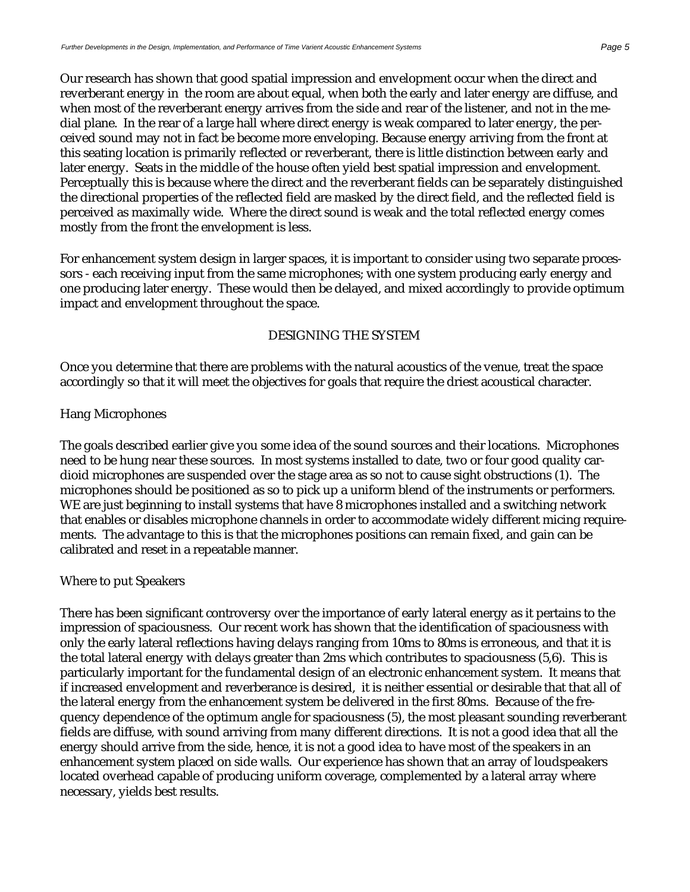Our research has shown that good spatial impression and envelopment occur when the direct and reverberant energy in the room are about equal, when both the early and later energy are diffuse, and when most of the reverberant energy arrives from the side and rear of the listener, and not in the medial plane. In the rear of a large hall where direct energy is weak compared to later energy, the perceived sound may not in fact be become more enveloping. Because energy arriving from the front at this seating location is primarily reflected or reverberant, there is little distinction between early and later energy. Seats in the middle of the house often yield best spatial impression and envelopment. Perceptually this is because where the direct and the reverberant fields can be separately distinguished the directional properties of the reflected field are masked by the direct field, and the reflected field is perceived as maximally wide. Where the direct sound is weak and the total reflected energy comes mostly from the front the envelopment is less.

For enhancement system design in larger spaces, it is important to consider using two separate processors - each receiving input from the same microphones; with one system producing early energy and one producing later energy. These would then be delayed, and mixed accordingly to provide optimum impact and envelopment throughout the space.

## DESIGNING THE SYSTEM

Once you determine that there are problems with the natural acoustics of the venue, treat the space accordingly so that it will meet the objectives for goals that require the driest acoustical character.

### Hang Microphones

The goals described earlier give you some idea of the sound sources and their locations. Microphones need to be hung near these sources. In most systems installed to date, two or four good quality cardioid microphones are suspended over the stage area as so not to cause sight obstructions (1). The microphones should be positioned as so to pick up a uniform blend of the instruments or performers. WE are just beginning to install systems that have 8 microphones installed and a switching network that enables or disables microphone channels in order to accommodate widely different micing requirements. The advantage to this is that the microphones positions can remain fixed, and gain can be calibrated and reset in a repeatable manner.

### Where to put Speakers

There has been significant controversy over the importance of early lateral energy as it pertains to the impression of spaciousness. Our recent work has shown that the identification of spaciousness with only the early lateral reflections having delays ranging from 10ms to 80ms is erroneous, and that it is the total lateral energy with delays greater than 2ms which contributes to spaciousness (5,6). This is particularly important for the fundamental design of an electronic enhancement system. It means that if increased envelopment and reverberance is desired, it is neither essential or desirable that that all of the lateral energy from the enhancement system be delivered in the first 80ms. Because of the frequency dependence of the optimum angle for spaciousness (5), the most pleasant sounding reverberant fields are diffuse, with sound arriving from many different directions. It is not a good idea that all the energy should arrive from the side, hence, it is not a good idea to have most of the speakers in an enhancement system placed on side walls. Our experience has shown that an array of loudspeakers located overhead capable of producing uniform coverage, complemented by a lateral array where necessary, yields best results.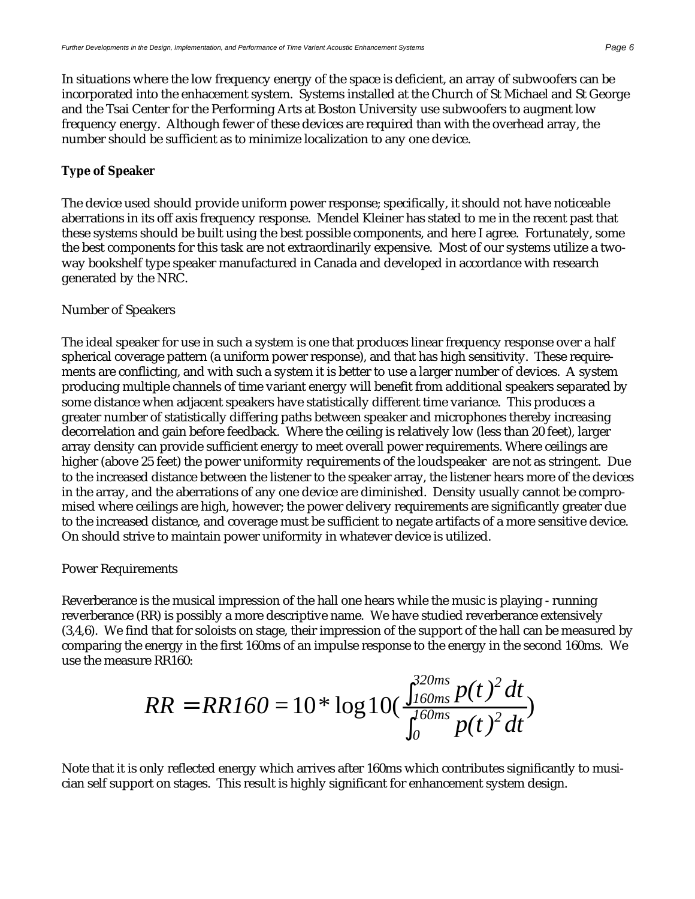In situations where the low frequency energy of the space is deficient, an array of subwoofers can be incorporated into the enhacement system. Systems installed at the Church of St Michael and St George and the Tsai Center for the Performing Arts at Boston University use subwoofers to augment low frequency energy. Although fewer of these devices are required than with the overhead array, the number should be sufficient as to minimize localization to any one device.

**Type of Speaker**

The device used should provide uniform power response; specifically, it should not have noticeable aberrations in its off axis frequency response. Mendel Kleiner has stated to me in the recent past that these systems should be built using the best possible components, and here I agree. Fortunately, some the best components for this task are not extraordinarily expensive. Most of our systems utilize a two-way bookshelf type speaker manufactured in Canada and developed in accordance with research generated by the NRC.

Number of Speakers

The ideal speaker for use in such a system is one that produces linear frequency response over a half spherical coverage pattern (a uniform power response), and that has high sensitivity. These requirements are conflicting, and with such a system it is better to use a larger number of devices. A system producing multiple channels of time variant energy will benefit from additional speakers separated by some distance when adjacent speakers have statistically different time variance. This produces a greater number of statistically differing paths between speaker and microphones thereby increasing decorrelation and gain before feedback. Where the ceiling is relatively low (less than 20 feet), larger array density can provide sufficient energy to meet overall power requirements. Where ceilings are higher (above 25 feet) the power uniformity requirements of the loudspeaker are not as stringent. Due to the increased distance between the listener to the speaker array, the listener hears more of the devices in the array, and the aberrations of any one device are diminished. Density usually cannot be compromised where ceilings are high, however; the power delivery requirements are significantly greater due to the increased distance, and coverage must be sufficient to negate artifacts of a more sensitive device. On should strive to maintain power uniformity in whatever device is utilized.

Power Requirements

Reverberance is the musical impression of the hall one hears while the music is playing - running reverberance (RR) is possibly a more descriptive name. We have studied reverberance extensively (3,4,6). We find that for soloists on stage, their impression of the support of the hall can be measured by comparing the energy in the first 160ms of an impulse response to the energy in the second 160ms. We use the measure RR160:

$$RR = RR160 = 10 * \log 10\left(\frac{\int_{160ms}^{320ms} p(t)^2\,dt}{\int_{0}^{160ms} p(t)^2\,dt}\right)$$

Note that it is only reflected energy which arrives after 160ms which contributes significantly to musician self support on stages. This result is highly significant for enhancement system design.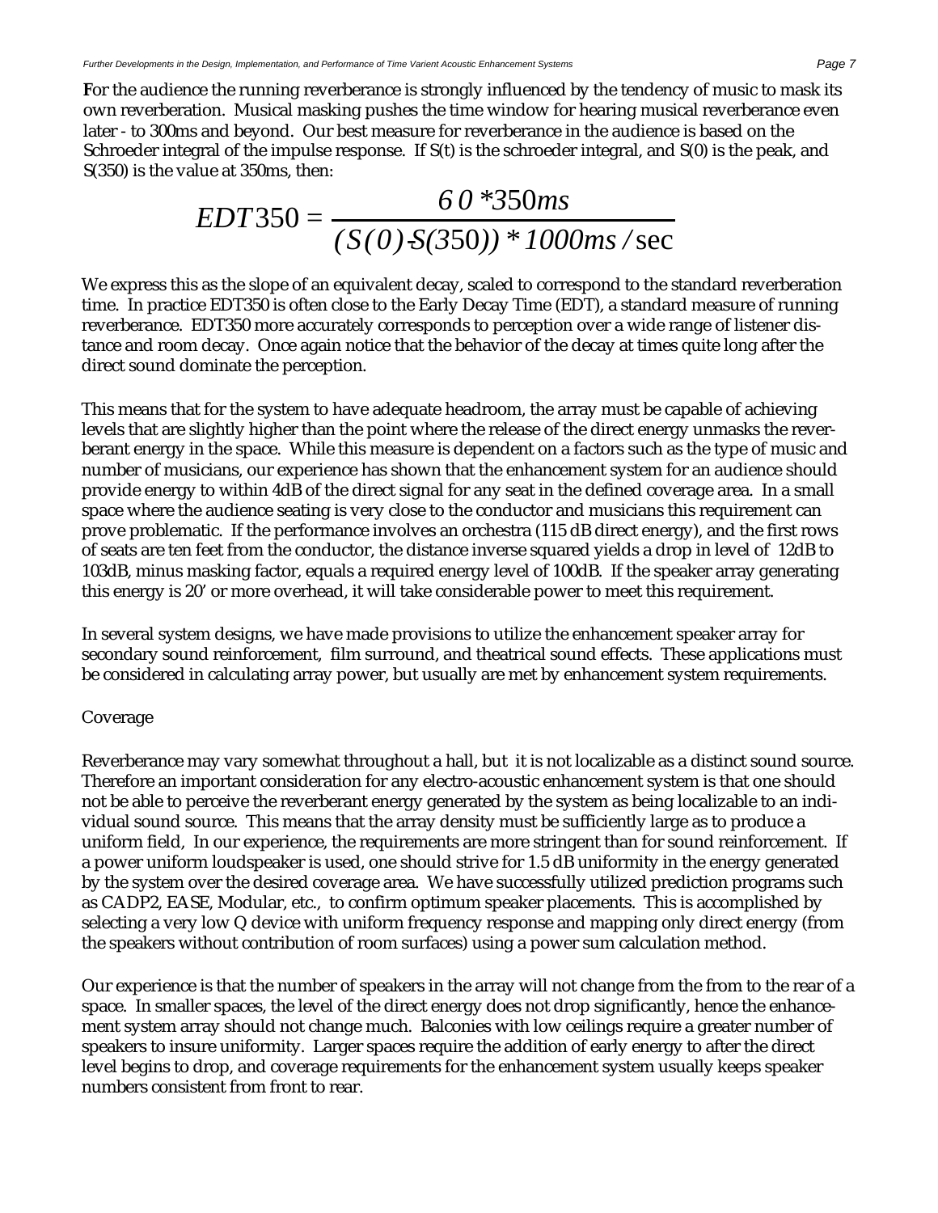For the audience the running reverberance is strongly influenced by the tendency of music to mask its own reverberation. Musical masking pushes the time window for hearing musical reverberance even later - to 300ms and beyond. Our best measure for reverberance in the audience is based on the Schroeder integral of the impulse response. If S(t) is the schroeder integral, and S(0) is the peak, and S(350) is the value at 350ms, then:

$$EDT350 = \frac{60 * 350ms}{(S(0) - S(350)) * 1000ms / \sec}$$

We express this as the slope of an equivalent decay, scaled to correspond to the standard reverberation time. In practice EDT350 is often close to the Early Decay Time (EDT), a standard measure of running reverberance. EDT350 more accurately corresponds to perception over a wide range of listener distance and room decay. Once again notice that the behavior of the decay at times quite long after the direct sound dominate the perception.

This means that for the system to have adequate headroom, the array must be capable of achieving levels that are slightly higher than the point where the release of the direct energy unmasks the reverberant energy in the space. While this measure is dependent on a factors such as the type of music and number of musicians, our experience has shown that the enhancement system for an audience should provide energy to within 4dB of the direct signal for any seat in the defined coverage area. In a small space where the audience seating is very close to the conductor and musicians this requirement can prove problematic. If the performance involves an orchestra (115 dB direct energy), and the first rows of seats are ten feet from the conductor, the distance inverse squared yields a drop in level of 12dB to 103dB, minus masking factor, equals a required energy level of 100dB. If the speaker array generating this energy is 20' or more overhead, it will take considerable power to meet this requirement.

In several system designs, we have made provisions to utilize the enhancement speaker array for secondary sound reinforcement, film surround, and theatrical sound effects. These applications must be considered in calculating array power, but usually are met by enhancement system requirements.

## Coverage

Reverberance may vary somewhat throughout a hall, but it is not localizable as a distinct sound source. Therefore an important consideration for any electro-acoustic enhancement system is that one should not be able to perceive the reverberant energy generated by the system as being localizable to an individual sound source. This means that the array density must be sufficiently large as to produce a uniform field, In our experience, the requirements are more stringent than for sound reinforcement. If a power uniform loudspeaker is used, one should strive for 1.5 dB uniformity in the energy generated by the system over the desired coverage area. We have successfully utilized prediction programs such as CADP2, EASE, Modular, etc., to confirm optimum speaker placements. This is accomplished by selecting a very low Q device with uniform frequency response and mapping only direct energy (from the speakers without contribution of room surfaces) using a power sum calculation method.

Our experience is that the number of speakers in the array will not change from the from to the rear of a space. In smaller spaces, the level of the direct energy does not drop significantly, hence the enhancement system array should not change much. Balconies with low ceilings require a greater number of speakers to insure uniformity. Larger spaces require the addition of early energy to after the direct level begins to drop, and coverage requirements for the enhancement system usually keeps speaker numbers consistent from front to rear.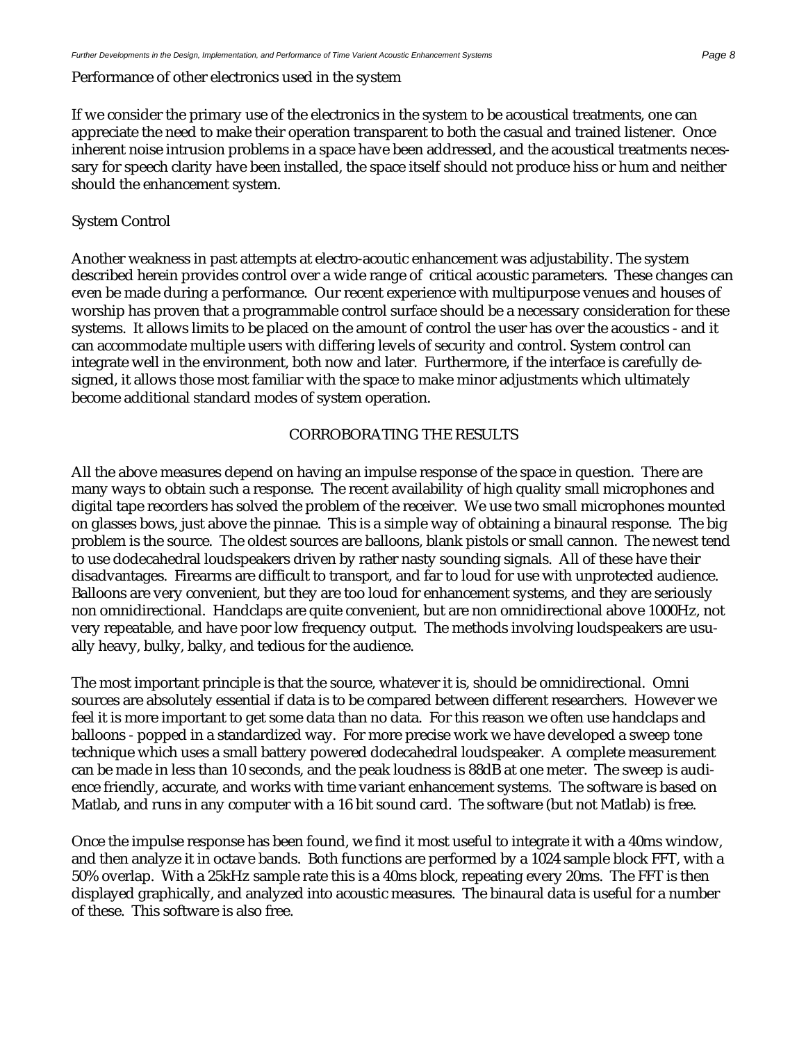### Performance of other electronics used in the system

If we consider the primary use of the electronics in the system to be acoustical treatments, one can appreciate the need to make their operation transparent to both the casual and trained listener. Once inherent noise intrusion problems in a space have been addressed, and the acoustical treatments necessary for speech clarity have been installed, the space itself should not produce hiss or hum and neither should the enhancement system.

### System Control

Another weakness in past attempts at electro-acoutic enhancement was adjustability. The system described herein provides control over a wide range of critical acoustic parameters. These changes can even be made during a performance. Our recent experience with multipurpose venues and houses of worship has proven that a programmable control surface should be a necessary consideration for these systems. It allows limits to be placed on the amount of control the user has over the acoustics - and it can accommodate multiple users with differing levels of security and control. System control can integrate well in the environment, both now and later. Furthermore, if the interface is carefully designed, it allows those most familiar with the space to make minor adjustments which ultimately become additional standard modes of system operation.

## CORROBORATING THE RESULTS

All the above measures depend on having an impulse response of the space in question. There are many ways to obtain such a response. The recent availability of high quality small microphones and digital tape recorders has solved the problem of the receiver. We use two small microphones mounted on glasses bows, just above the pinnae. This is a simple way of obtaining a binaural response. The big problem is the source. The oldest sources are balloons, blank pistols or small cannon. The newest tend to use dodecahedral loudspeakers driven by rather nasty sounding signals. All of these have their disadvantages. Firearms are difficult to transport, and far to loud for use with unprotected audience. Balloons are very convenient, but they are too loud for enhancement systems, and they are seriously non omnidirectional. Handclaps are quite convenient, but are non omnidirectional above 1000Hz, not very repeatable, and have poor low frequency output. The methods involving loudspeakers are usually heavy, bulky, balky, and tedious for the audience.

The most important principle is that the source, whatever it is, should be omnidirectional. Omni sources are absolutely essential if data is to be compared between different researchers. However we feel it is more important to get some data than no data. For this reason we often use handclaps and balloons - popped in a standardized way. For more precise work we have developed a sweep tone technique which uses a small battery powered dodecahedral loudspeaker. A complete measurement can be made in less than 10 seconds, and the peak loudness is 88dB at one meter. The sweep is audience friendly, accurate, and works with time variant enhancement systems. The software is based on Matlab, and runs in any computer with a 16 bit sound card. The software (but not Matlab) is free.

Once the impulse response has been found, we find it most useful to integrate it with a 40ms window, and then analyze it in octave bands. Both functions are performed by a 1024 sample block FFT, with a 50% overlap. With a 25kHz sample rate this is a 40ms block, repeating every 20ms. The FFT is then displayed graphically, and analyzed into acoustic measures. The binaural data is useful for a number of these. This software is also free.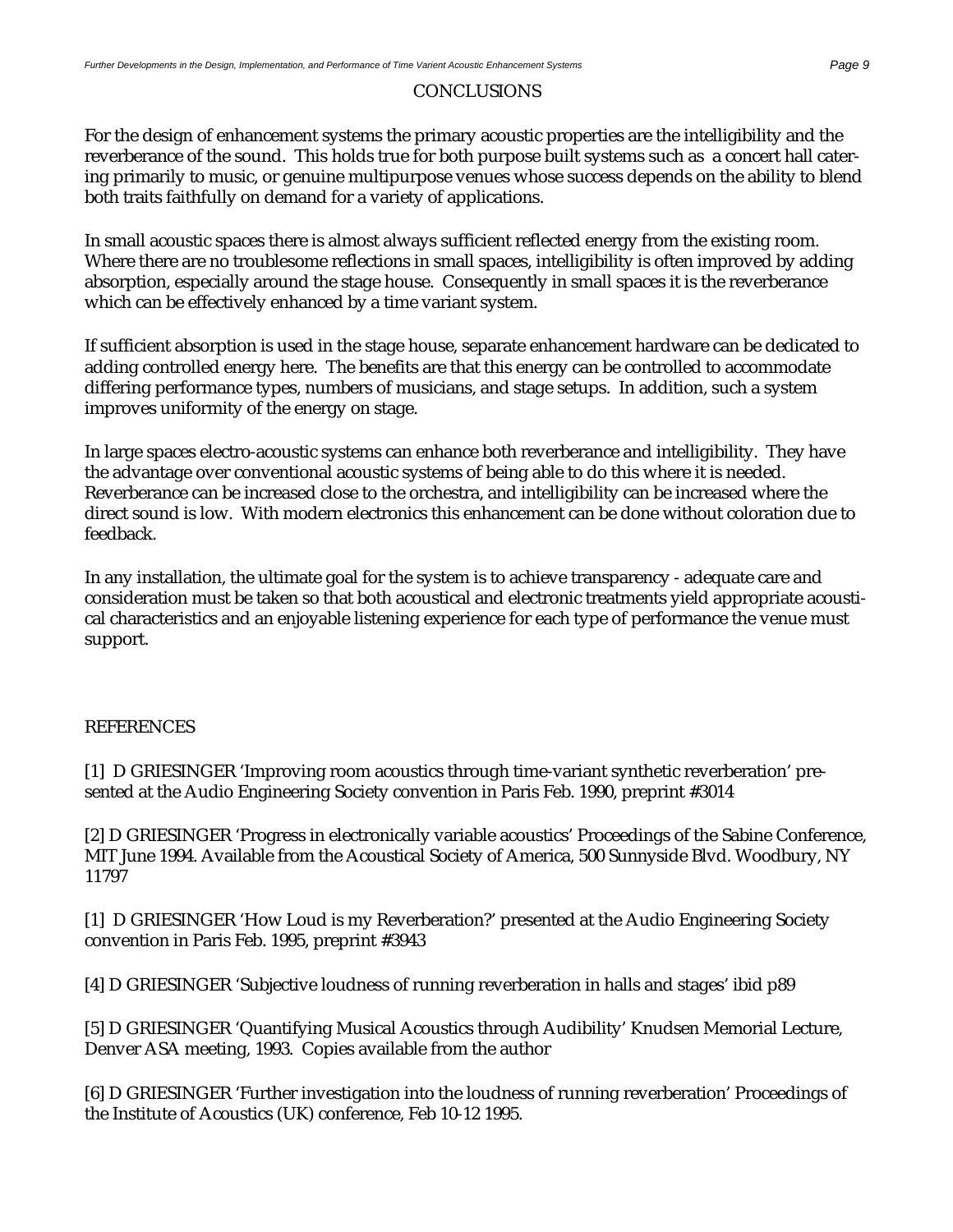## CONCLUSIONS

For the design of enhancement systems the primary acoustic properties are the intelligibility and the reverberance of the sound. This holds true for both purpose built systems such as a concert hall catering primarily to music, or genuine multipurpose venues whose success depends on the ability to blend both traits faithfully on demand for a variety of applications.

In small acoustic spaces there is almost always sufficient reflected energy from the existing room. Where there are no troublesome reflections in small spaces, intelligibility is often improved by adding absorption, especially around the stage house. Consequently in small spaces it is the reverberance which can be effectively enhanced by a time variant system.

If sufficient absorption is used in the stage house, separate enhancement hardware can be dedicated to adding controlled energy here. The benefits are that this energy can be controlled to accommodate differing performance types, numbers of musicians, and stage setups. In addition, such a system improves uniformity of the energy on stage.

In large spaces electro-acoustic systems can enhance both reverberance and intelligibility. They have the advantage over conventional acoustic systems of being able to do this where it is needed. Reverberance can be increased close to the orchestra, and intelligibility can be increased where the direct sound is low. With modern electronics this enhancement can be done without coloration due to feedback.

In any installation, the ultimate goal for the system is to achieve transparency - adequate care and consideration must be taken so that both acoustical and electronic treatments yield appropriate acoustical characteristics and an enjoyable listening experience for each type of performance the venue must support.

## REFERENCES

[1] D GRIESINGER 'Improving room acoustics through time-variant synthetic reverberation' presented at the Audio Engineering Society convention in Paris Feb. 1990, preprint #3014

[2] D GRIESINGER 'Progress in electronically variable acoustics' Proceedings of the Sabine Conference, MIT June 1994. Available from the Acoustical Society of America, 500 Sunnyside Blvd. Woodbury, NY 11797

[1] D GRIESINGER 'How Loud is my Reverberation?' presented at the Audio Engineering Society convention in Paris Feb. 1995, preprint #3943

[4] D GRIESINGER 'Subjective loudness of running reverberation in halls and stages' ibid p89

[5] D GRIESINGER 'Quantifying Musical Acoustics through Audibility' Knudsen Memorial Lecture, Denver ASA meeting, 1993. Copies available from the author

[6] D GRIESINGER 'Further investigation into the loudness of running reverberation' Proceedings of the Institute of Acoustics (UK) conference, Feb 10-12 1995.